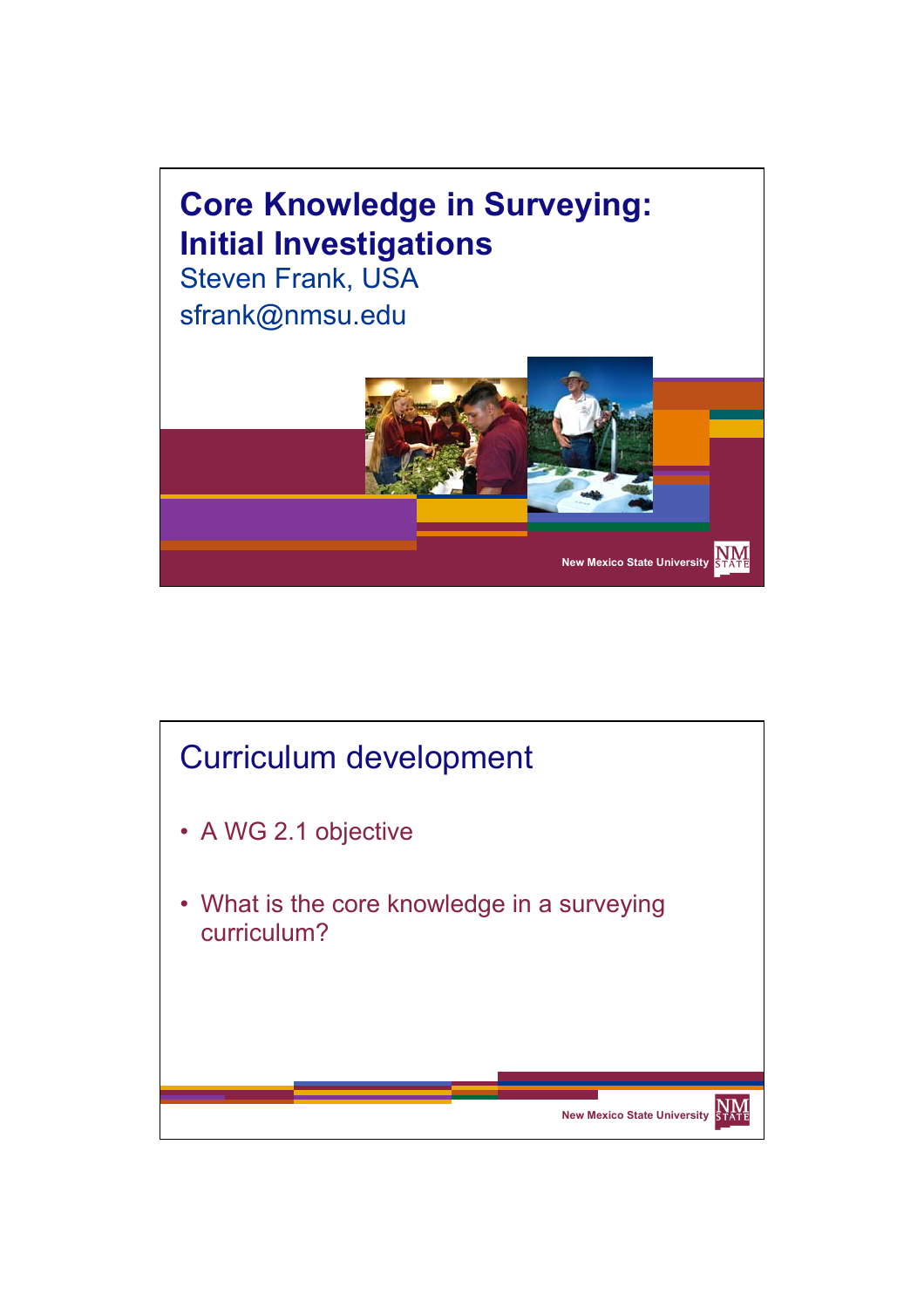# Core Knowledge in Surveying: Initial Investigations

Steven Frank, USA

sfrank@nmsu.edu

New Mexico State University

## Curriculum development

- A WG 2.1 objective
- What is the core knowledge in a surveying curriculum?

New Mexico State University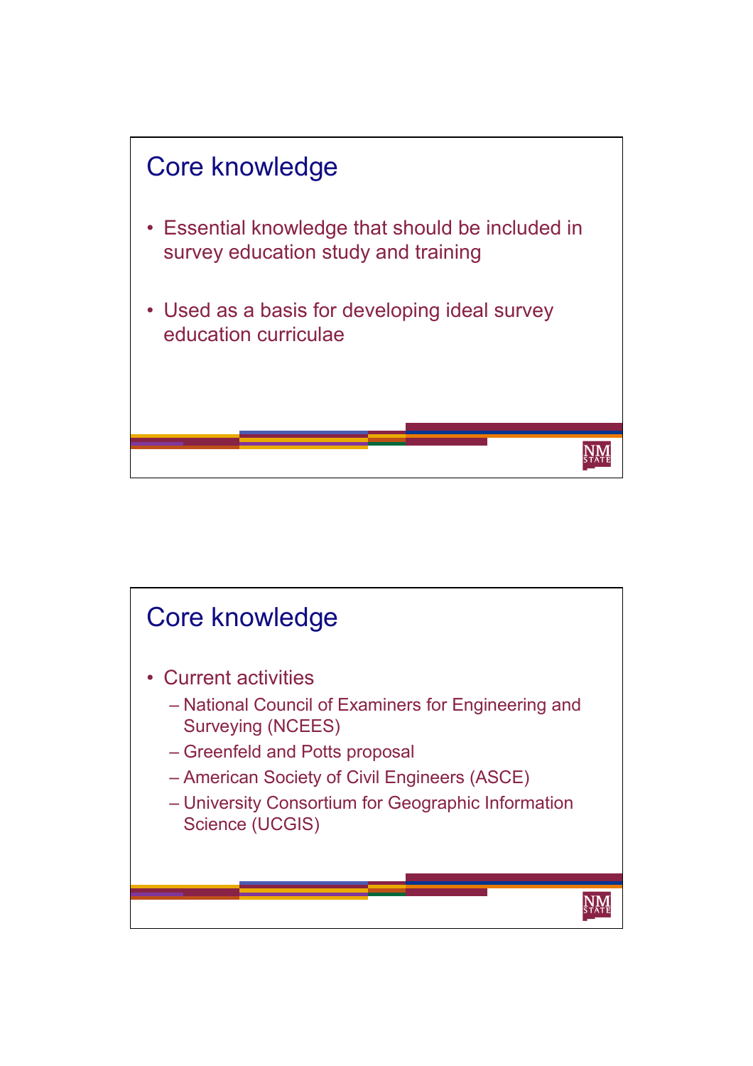## Core knowledge

- Essential knowledge that should be included in survey education study and training
- Used as a basis for developing ideal survey education curriculae

## Core knowledge

- Current activities
  - National Council of Examiners for Engineering and Surveying (NCEES)
  - Greenfeld and Potts proposal
  - American Society of Civil Engineers (ASCE)
  - University Consortium for Geographic Information Science (UCGIS)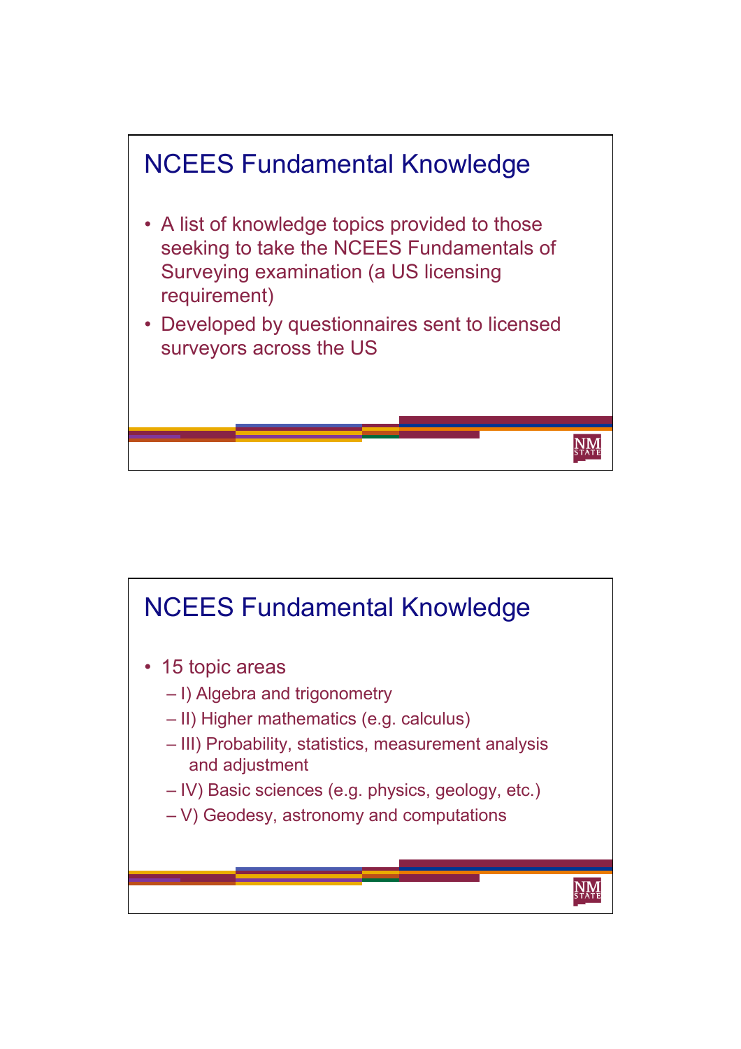## NCEES Fundamental Knowledge

- A list of knowledge topics provided to those seeking to take the NCEES Fundamentals of Surveying examination (a US licensing requirement)
- Developed by questionnaires sent to licensed surveyors across the US

## NCEES Fundamental Knowledge

- 15 topic areas
  - I) Algebra and trigonometry
  - II) Higher mathematics (e.g. calculus)
  - III) Probability, statistics, measurement analysis and adjustment
  - IV) Basic sciences (e.g. physics, geology, etc.)
  - V) Geodesy, astronomy and computations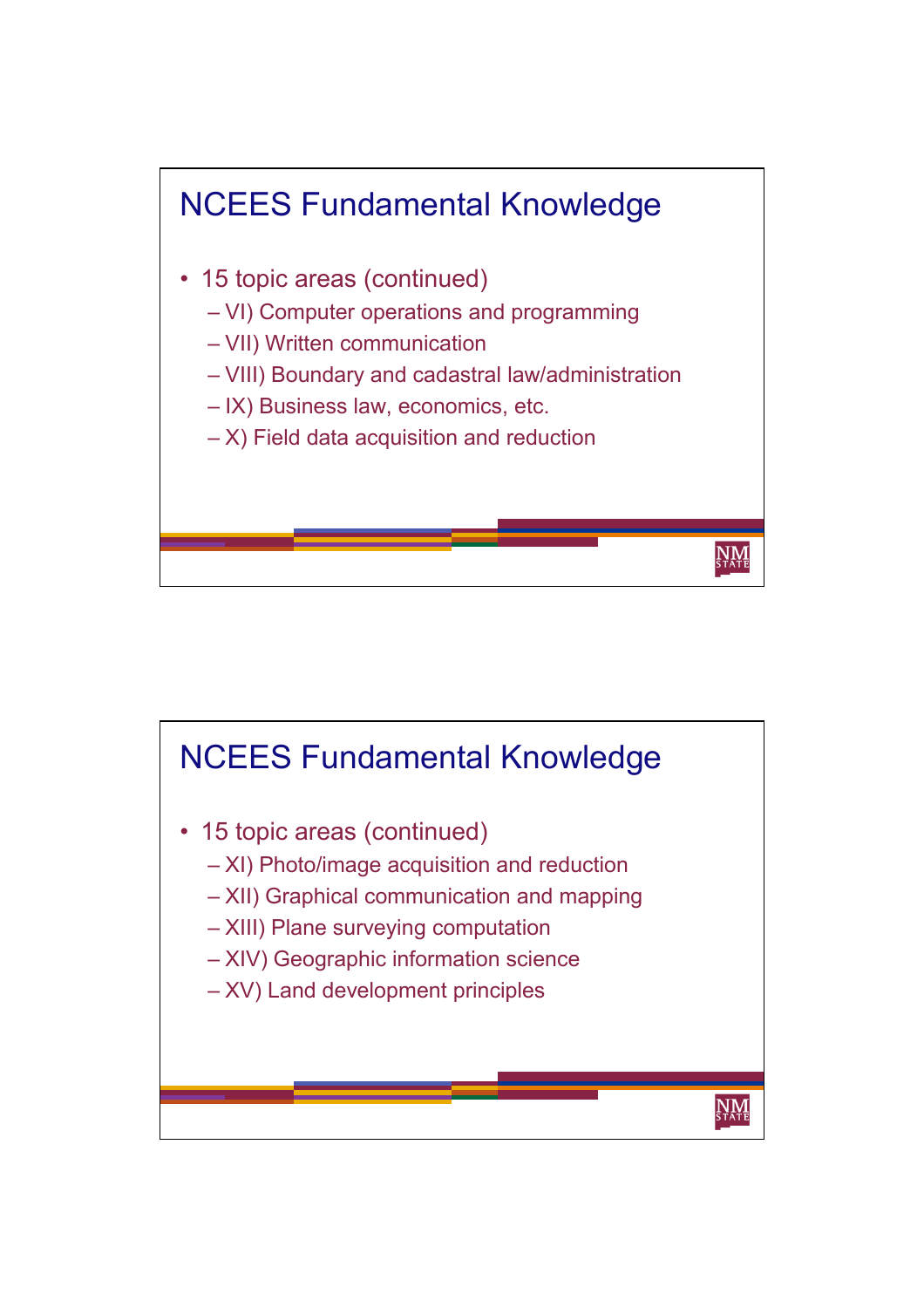## NCEES Fundamental Knowledge

- 15 topic areas (continued)
  - VI) Computer operations and programming
  - VII) Written communication
  - VIII) Boundary and cadastral law/administration
  - IX) Business law, economics, etc.
  - X) Field data acquisition and reduction

## NCEES Fundamental Knowledge

- 15 topic areas (continued)
  - XI) Photo/image acquisition and reduction
  - XII) Graphical communication and mapping
  - XIII) Plane surveying computation
  - XIV) Geographic information science
  - XV) Land development principles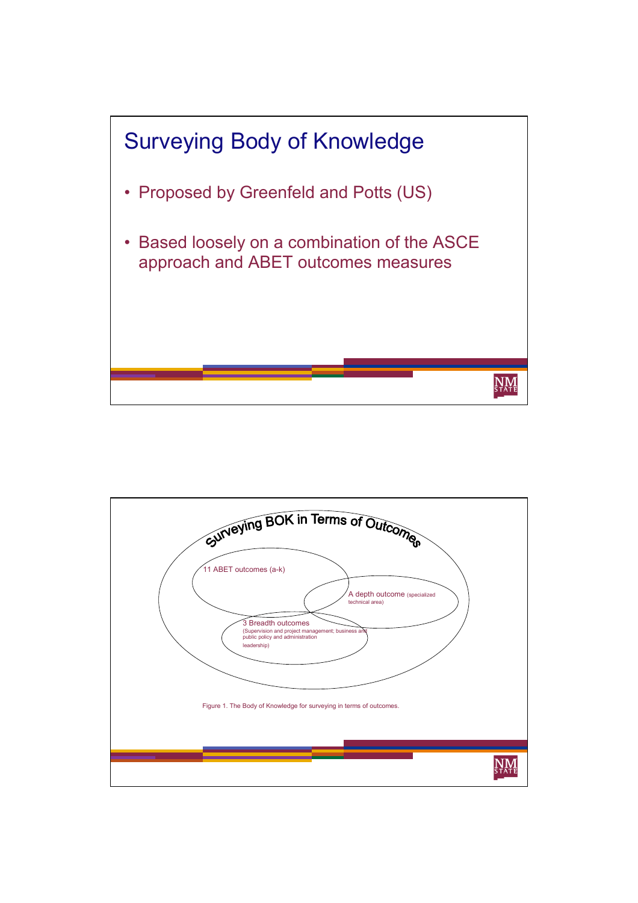## Surveying Body of Knowledge

- Proposed by Greenfeld and Potts (US)
- Based loosely on a combination of the ASCE approach and ABET outcomes measures

## Surveying BOK in Terms of Outcomes

11 ABET outcomes (a-k)

A depth outcome (specialized technical area)

3 Breadth outcomes (Supervision and project management; business and public policy and administration leadership)

Figure 1. The Body of Knowledge for surveying in terms of outcomes.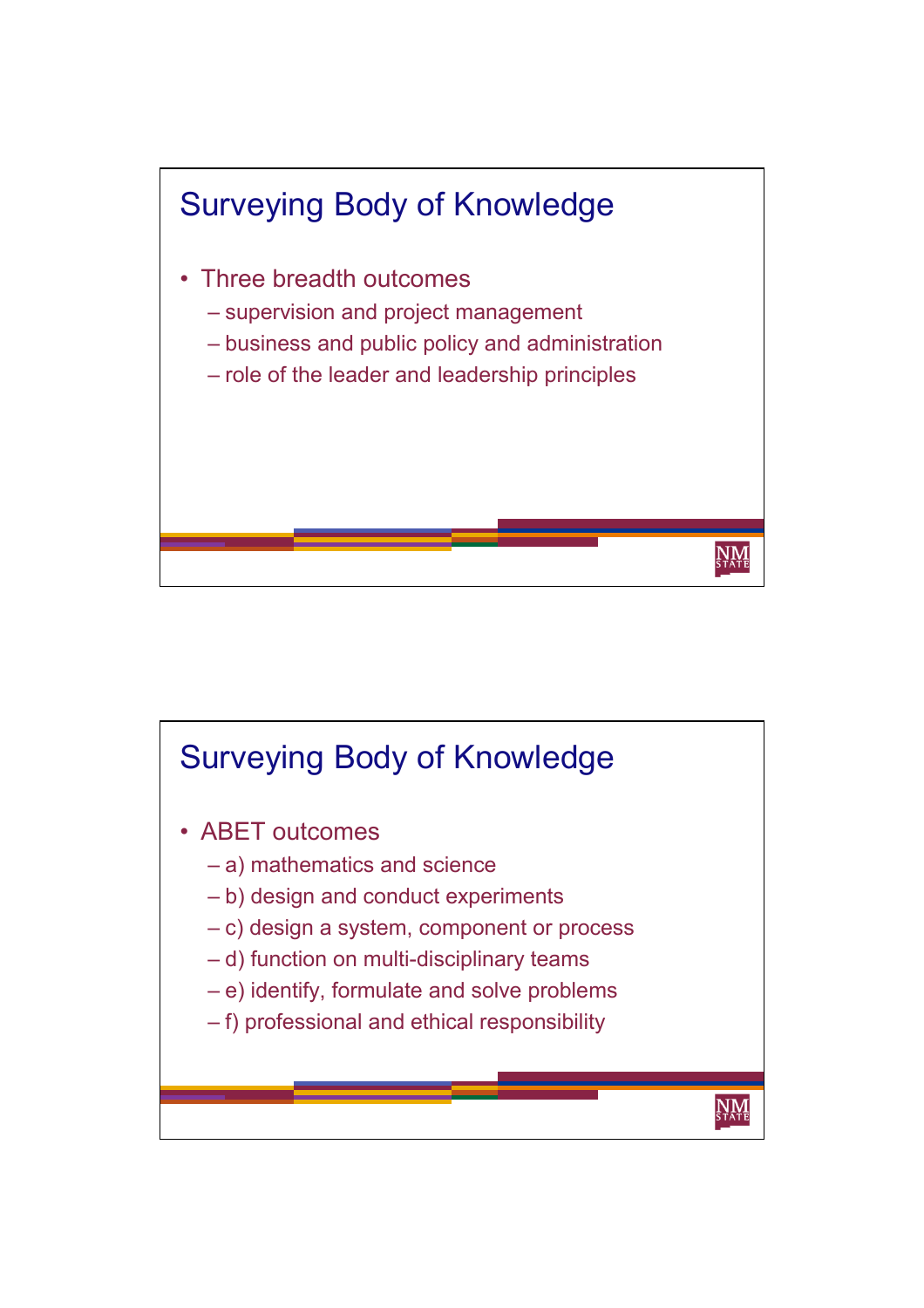## Surveying Body of Knowledge

- Three breadth outcomes
  - supervision and project management
  - business and public policy and administration
  - role of the leader and leadership principles

## Surveying Body of Knowledge

- ABET outcomes
  - a) mathematics and science
  - b) design and conduct experiments
  - c) design a system, component or process
  - d) function on multi-disciplinary teams
  - e) identify, formulate and solve problems
  - f) professional and ethical responsibility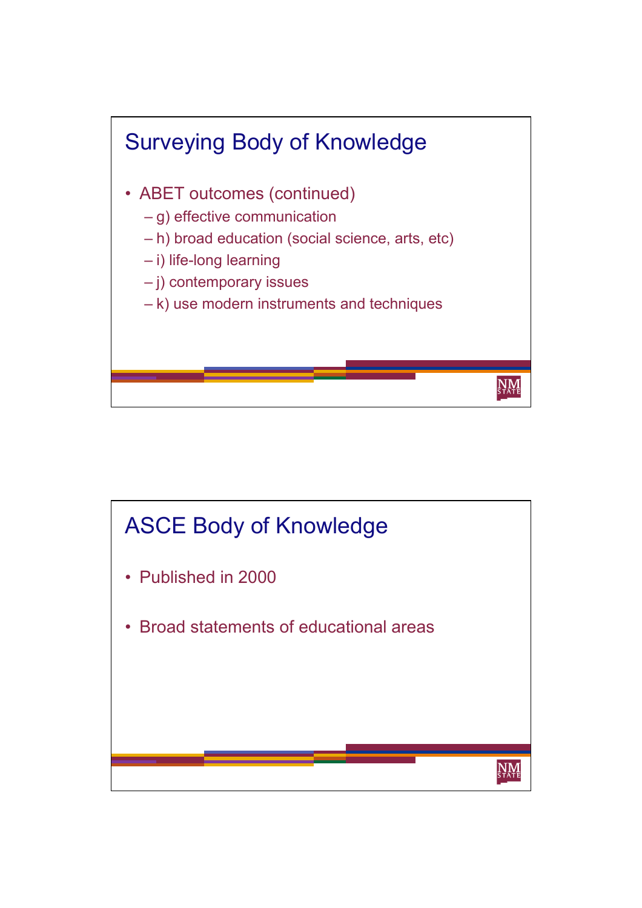## Surveying Body of Knowledge

- ABET outcomes (continued)
  - g) effective communication
  - h) broad education (social science, arts, etc)
  - i) life-long learning
  - j) contemporary issues
  - k) use modern instruments and techniques

## ASCE Body of Knowledge

- Published in 2000
- Broad statements of educational areas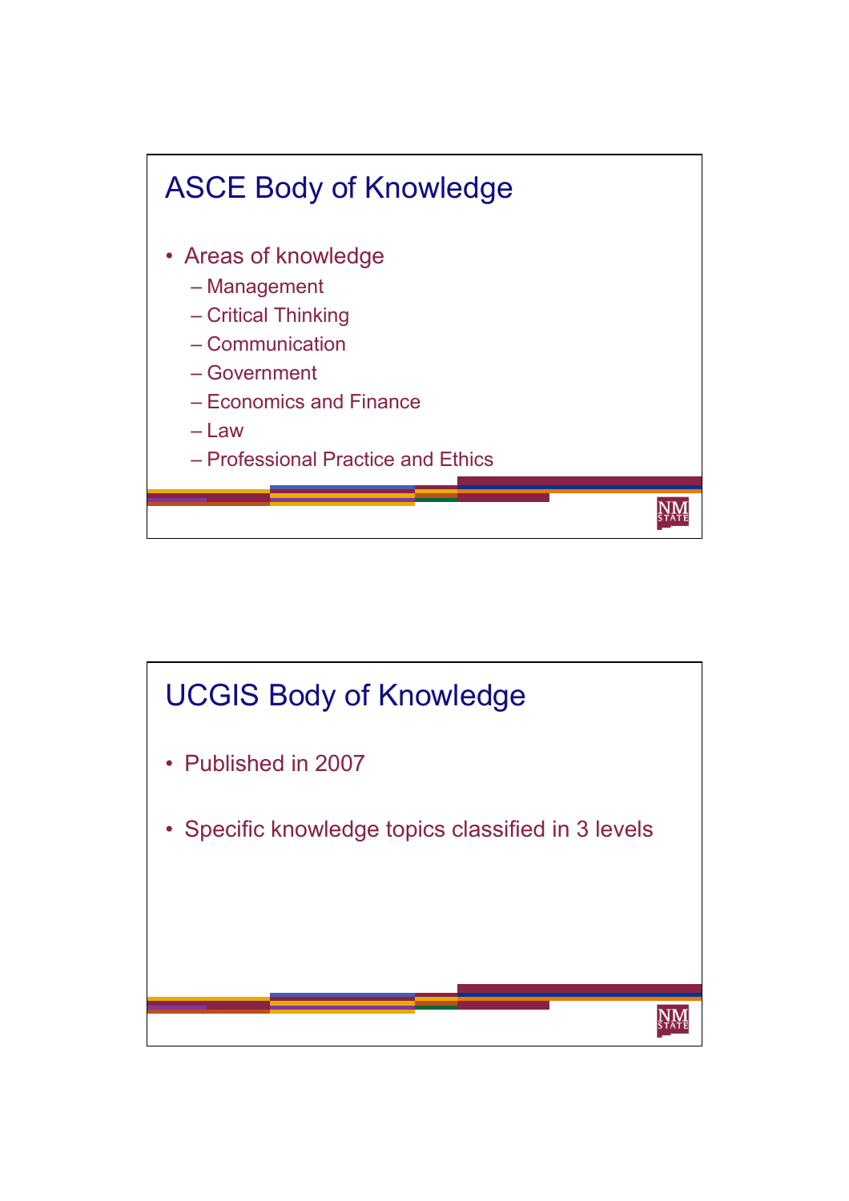# ASCE Body of Knowledge

- Areas of knowledge
  - Management
  - Critical Thinking
  - Communication
  - Government
  - Economics and Finance
  - Law
  - Professional Practice and Ethics

# UCGIS Body of Knowledge

- Published in 2007
- Specific knowledge topics classified in 3 levels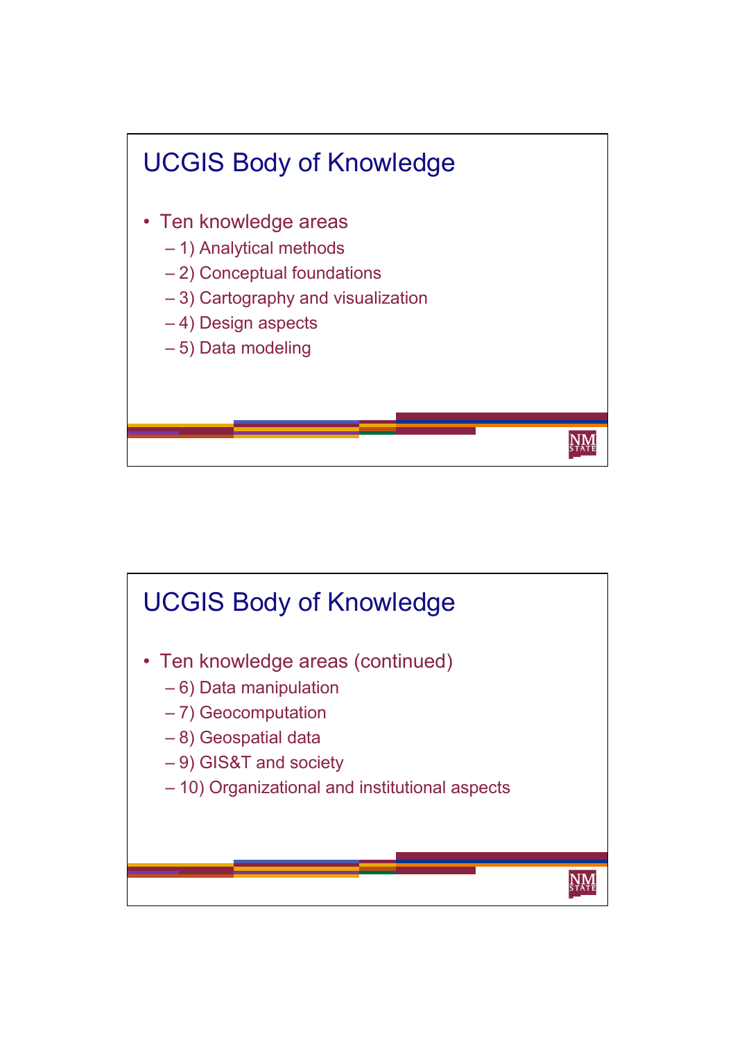## UCGIS Body of Knowledge

- Ten knowledge areas
  - 1) Analytical methods
  - 2) Conceptual foundations
  - 3) Cartography and visualization
  - 4) Design aspects
  - 5) Data modeling

## UCGIS Body of Knowledge

- Ten knowledge areas (continued)
  - 6) Data manipulation
  - 7) Geocomputation
  - 8) Geospatial data
  - 9) GIS&T and society
  - 10) Organizational and institutional aspects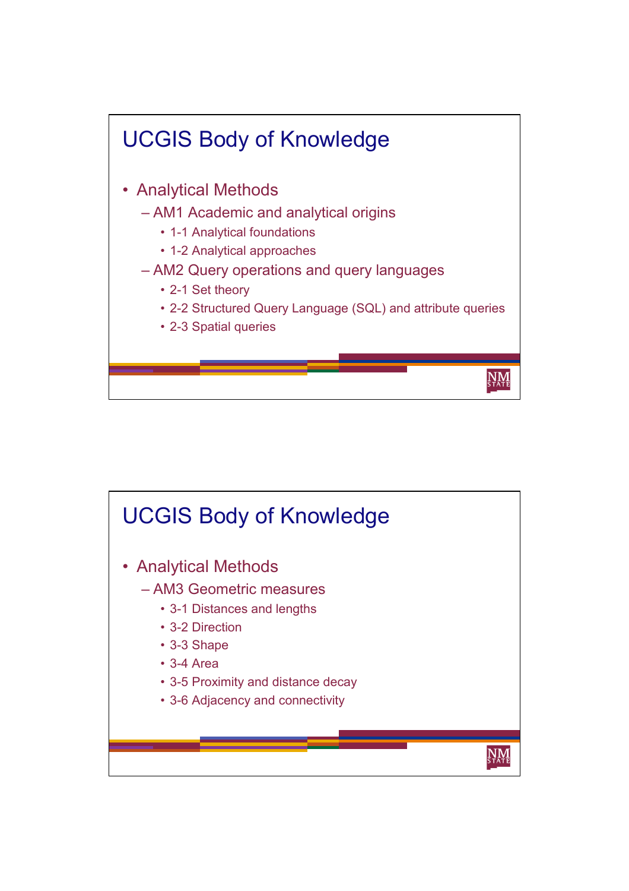## UCGIS Body of Knowledge

- Analytical Methods
  - AM1 Academic and analytical origins
    - 1-1 Analytical foundations
    - 1-2 Analytical approaches
  - AM2 Query operations and query languages
    - 2-1 Set theory
    - 2-2 Structured Query Language (SQL) and attribute queries
    - 2-3 Spatial queries

## UCGIS Body of Knowledge

- Analytical Methods
  - AM3 Geometric measures
    - 3-1 Distances and lengths
    - 3-2 Direction
    - 3-3 Shape
    - 3-4 Area
    - 3-5 Proximity and distance decay
    - 3-6 Adjacency and connectivity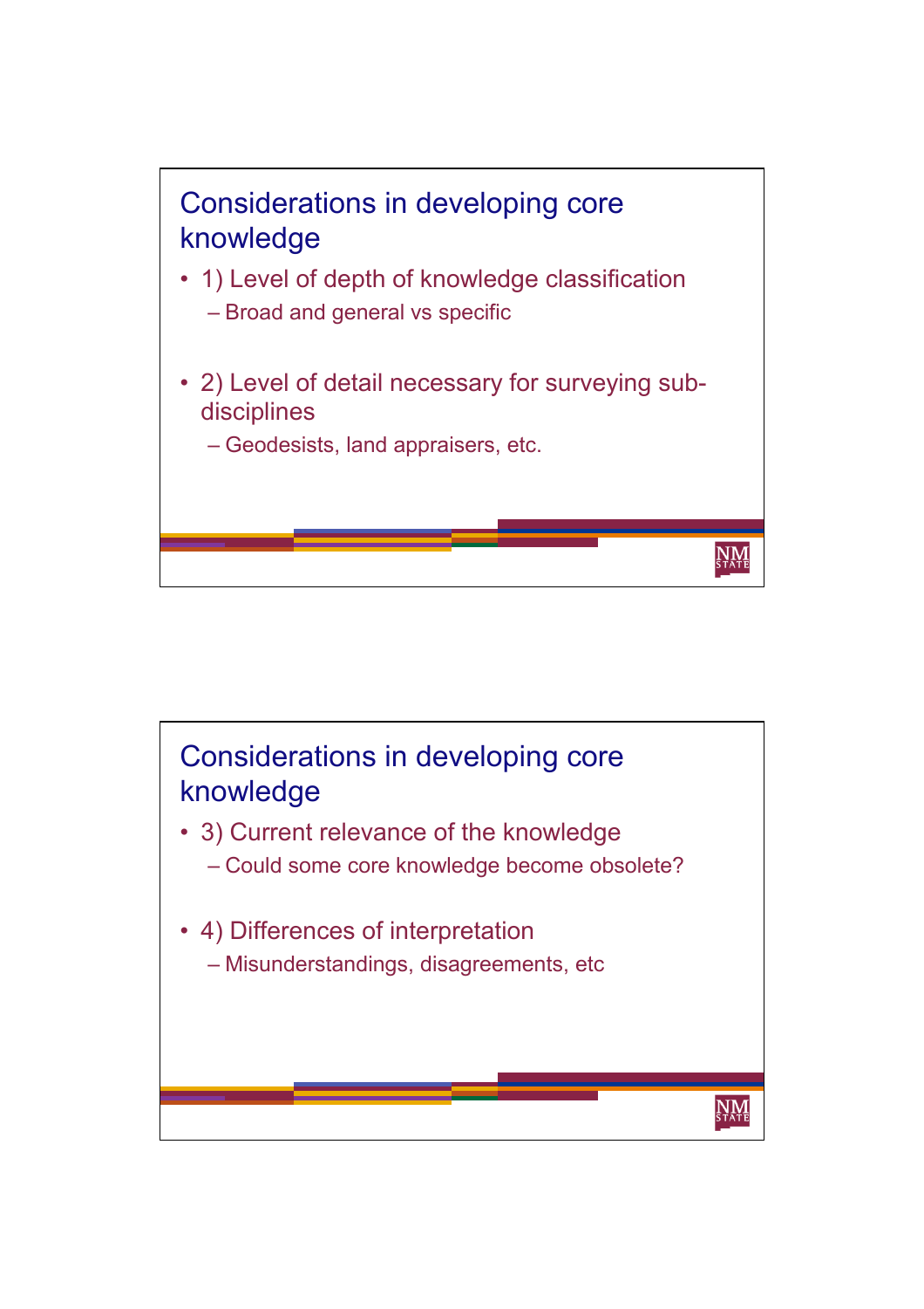## Considerations in developing core knowledge

- 1) Level of depth of knowledge classification
  - Broad and general vs specific
- 2) Level of detail necessary for surveying sub-disciplines
  - Geodesists, land appraisers, etc.

## Considerations in developing core knowledge

- 3) Current relevance of the knowledge
  - Could some core knowledge become obsolete?
- 4) Differences of interpretation
  - Misunderstandings, disagreements, etc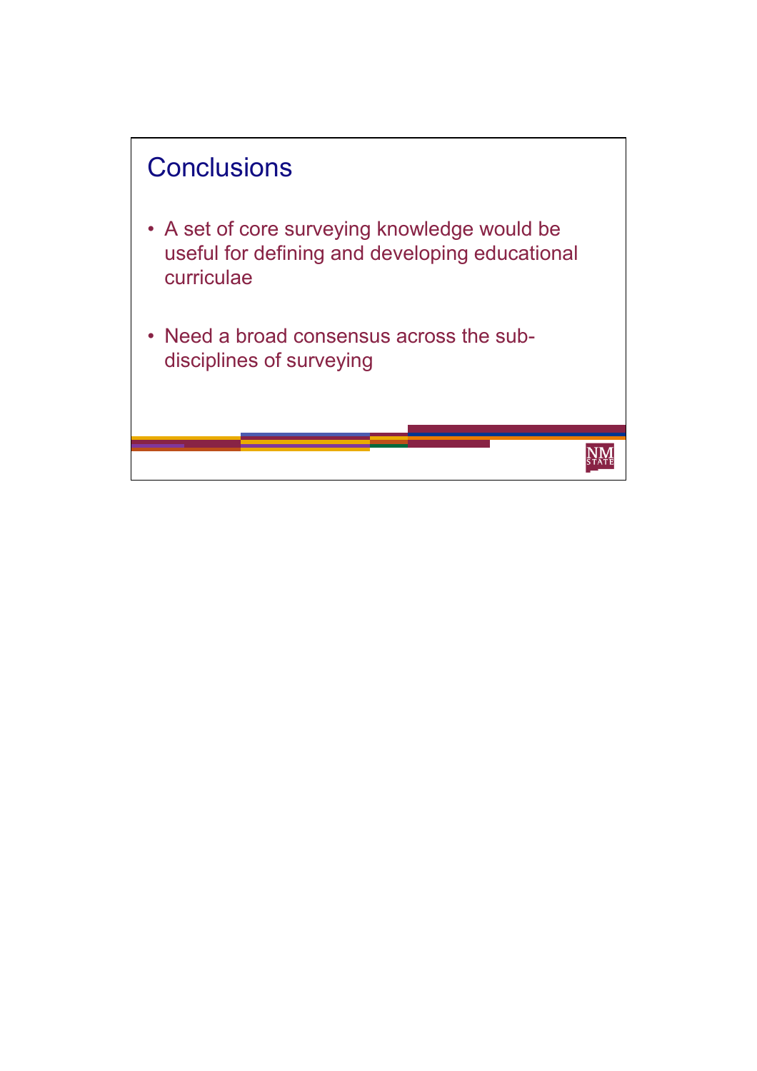# Conclusions

- A set of core surveying knowledge would be useful for defining and developing educational curriculae
- Need a broad consensus across the sub-disciplines of surveying